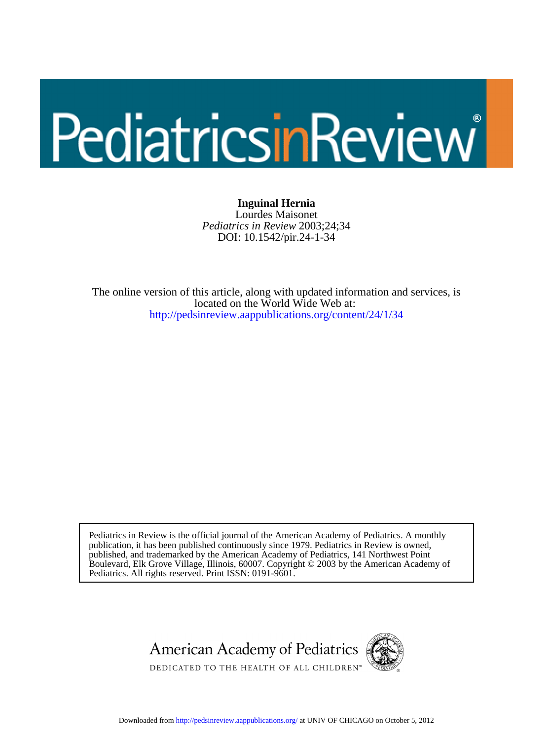# Pediatrics in Review®

**Inguinal Hernia**
Lourdes Maisonet
*Pediatrics in Review* 2003;24;34
DOI: 10.1542/pir.24-1-34

The online version of this article, along with updated information and services, is located on the World Wide Web at:
http://pedsinreview.aappublications.org/content/24/1/34

Pediatrics in Review is the official journal of the American Academy of Pediatrics. A monthly publication, it has been published continuously since 1979. Pediatrics in Review is owned, published, and trademarked by the American Academy of Pediatrics, 141 Northwest Point Boulevard, Elk Grove Village, Illinois, 60007. Copyright © 2003 by the American Academy of Pediatrics. All rights reserved. Print ISSN: 0191-9601.

American Academy of Pediatrics
DEDICATED TO THE HEALTH OF ALL CHILDREN™

Downloaded from http://pedsinreview.aappublications.org/ at UNIV OF CHICAGO on October 5, 2012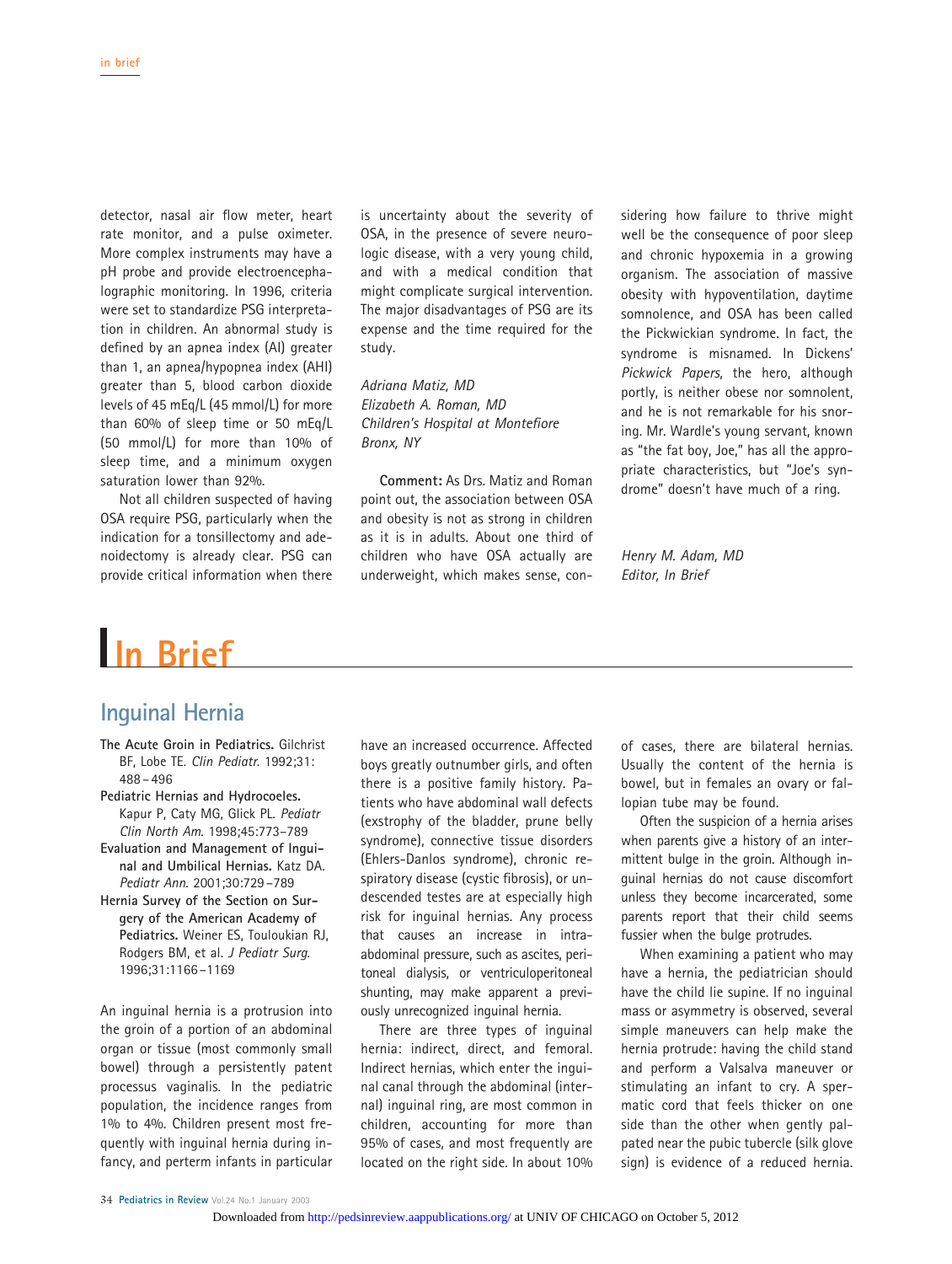detector, nasal air flow meter, heart rate monitor, and a pulse oximeter. More complex instruments may have a pH probe and provide electroencephalographic monitoring. In 1996, criteria were set to standardize PSG interpretation in children. An abnormal study is defined by an apnea index (AI) greater than 1, an apnea/hypopnea index (AHI) greater than 5, blood carbon dioxide levels of 45 mEq/L (45 mmol/L) for more than 60% of sleep time or 50 mEq/L (50 mmol/L) for more than 10% of sleep time, and a minimum oxygen saturation lower than 92%.

Not all children suspected of having OSA require PSG, particularly when the indication for a tonsillectomy and adenoidectomy is already clear. PSG can provide critical information when there is uncertainty about the severity of OSA, in the presence of severe neurologic disease, with a very young child, and with a medical condition that might complicate surgical intervention. The major disadvantages of PSG are its expense and the time required for the study.

*Adriana Matiz, MD*
*Elizabeth A. Roman, MD*
*Children's Hospital at Montefiore*
*Bronx, NY*

**Comment:** As Drs. Matiz and Roman point out, the association between OSA and obesity is not as strong in children as it is in adults. About one third of children who have OSA actually are underweight, which makes sense, considering how failure to thrive might well be the consequence of poor sleep and chronic hypoxemia in a growing organism. The association of massive obesity with hypoventilation, daytime somnolence, and OSA has been called the Pickwickian syndrome. In fact, the syndrome is misnamed. In Dickens' *Pickwick Papers*, the hero, although portly, is neither obese nor somnolent, and he is not remarkable for his snoring. Mr. Wardle's young servant, known as "the fat boy, Joe," has all the appropriate characteristics, but "Joe's syndrome" doesn't have much of a ring.

*Henry M. Adam, MD*
*Editor, In Brief*

# In Brief

## Inguinal Hernia

**The Acute Groin in Pediatrics.** Gilchrist BF, Lobe TE. *Clin Pediatr.* 1992;31:488–496

**Pediatric Hernias and Hydrocoeles.** Kapur P, Caty MG, Glick PL. *Pediatr Clin North Am.* 1998;45:773–789

**Evaluation and Management of Inguinal and Umbilical Hernias.** Katz DA. *Pediatr Ann.* 2001;30:729–789

**Hernia Survey of the Section on Surgery of the American Academy of Pediatrics.** Weiner ES, Touloukian RJ, Rodgers BM, et al. *J Pediatr Surg.* 1996;31:1166–1169

An inguinal hernia is a protrusion into the groin of a portion of an abdominal organ or tissue (most commonly small bowel) through a persistently patent processus vaginalis. In the pediatric population, the incidence ranges from 1% to 4%. Children present most frequently with inguinal hernia during infancy, and perterm infants in particular have an increased occurrence. Affected boys greatly outnumber girls, and often there is a positive family history. Patients who have abdominal wall defects (exstrophy of the bladder, prune belly syndrome), connective tissue disorders (Ehlers-Danlos syndrome), chronic respiratory disease (cystic fibrosis), or undescended testes are at especially high risk for inguinal hernias. Any process that causes an increase in intra-abdominal pressure, such as ascites, peritoneal dialysis, or ventriculoperitoneal shunting, may make apparent a previously unrecognized inguinal hernia.

There are three types of inguinal hernia: indirect, direct, and femoral. Indirect hernias, which enter the inguinal canal through the abdominal (internal) inguinal ring, are most common in children, accounting for more than 95% of cases, and most frequently are located on the right side. In about 10% of cases, there are bilateral hernias. Usually the content of the hernia is bowel, but in females an ovary or fallopian tube may be found.

Often the suspicion of a hernia arises when parents give a history of an intermittent bulge in the groin. Although inguinal hernias do not cause discomfort unless they become incarcerated, some parents report that their child seems fussier when the bulge protrudes.

When examining a patient who may have a hernia, the pediatrician should have the child lie supine. If no inguinal mass or asymmetry is observed, several simple maneuvers can help make the hernia protrude: having the child stand and perform a Valsalva maneuver or stimulating an infant to cry. A spermatic cord that feels thicker on one side than the other when gently palpated near the pubic tubercle (silk glove sign) is evidence of a reduced hernia.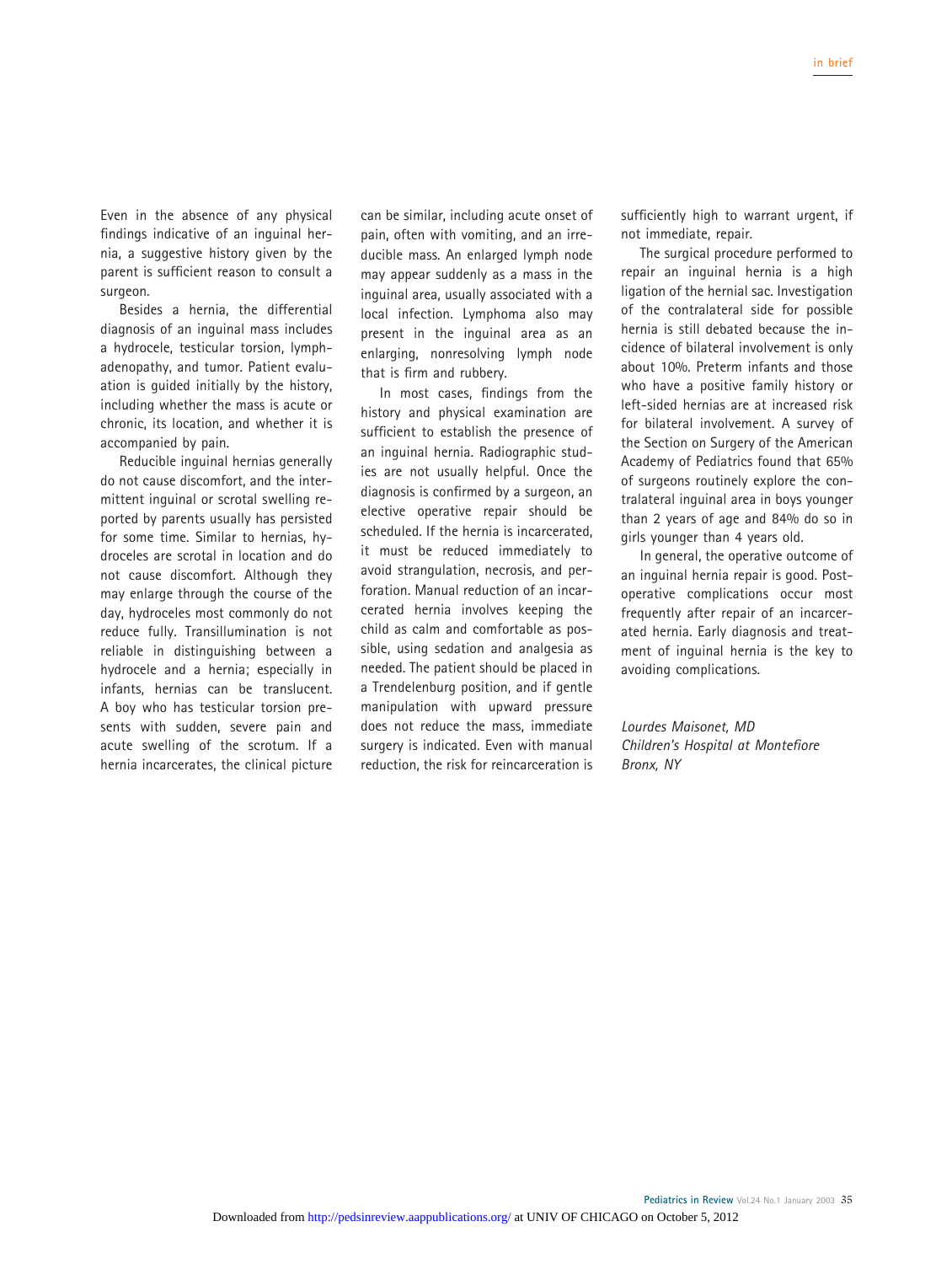Even in the absence of any physical findings indicative of an inguinal hernia, a suggestive history given by the parent is sufficient reason to consult a surgeon.

Besides a hernia, the differential diagnosis of an inguinal mass includes a hydrocele, testicular torsion, lymphadenopathy, and tumor. Patient evaluation is guided initially by the history, including whether the mass is acute or chronic, its location, and whether it is accompanied by pain.

Reducible inguinal hernias generally do not cause discomfort, and the intermittent inguinal or scrotal swelling reported by parents usually has persisted for some time. Similar to hernias, hydroceles are scrotal in location and do not cause discomfort. Although they may enlarge through the course of the day, hydroceles most commonly do not reduce fully. Transillumination is not reliable in distinguishing between a hydrocele and a hernia; especially in infants, hernias can be translucent. A boy who has testicular torsion presents with sudden, severe pain and acute swelling of the scrotum. If a hernia incarcerates, the clinical picture can be similar, including acute onset of pain, often with vomiting, and an irreducible mass. An enlarged lymph node may appear suddenly as a mass in the inguinal area, usually associated with a local infection. Lymphoma also may present in the inguinal area as an enlarging, nonresolving lymph node that is firm and rubbery.

In most cases, findings from the history and physical examination are sufficient to establish the presence of an inguinal hernia. Radiographic studies are not usually helpful. Once the diagnosis is confirmed by a surgeon, an elective operative repair should be scheduled. If the hernia is incarcerated, it must be reduced immediately to avoid strangulation, necrosis, and perforation. Manual reduction of an incarcerated hernia involves keeping the child as calm and comfortable as possible, using sedation and analgesia as needed. The patient should be placed in a Trendelenburg position, and if gentle manipulation with upward pressure does not reduce the mass, immediate surgery is indicated. Even with manual reduction, the risk for reincarceration is sufficiently high to warrant urgent, if not immediate, repair.

The surgical procedure performed to repair an inguinal hernia is a high ligation of the hernial sac. Investigation of the contralateral side for possible hernia is still debated because the incidence of bilateral involvement is only about 10%. Preterm infants and those who have a positive family history or left-sided hernias are at increased risk for bilateral involvement. A survey of the Section on Surgery of the American Academy of Pediatrics found that 65% of surgeons routinely explore the contralateral inguinal area in boys younger than 2 years of age and 84% do so in girls younger than 4 years old.

In general, the operative outcome of an inguinal hernia repair is good. Postoperative complications occur most frequently after repair of an incarcerated hernia. Early diagnosis and treatment of inguinal hernia is the key to avoiding complications.

*Lourdes Maisonet, MD*
*Children's Hospital at Montefiore*
*Bronx, NY*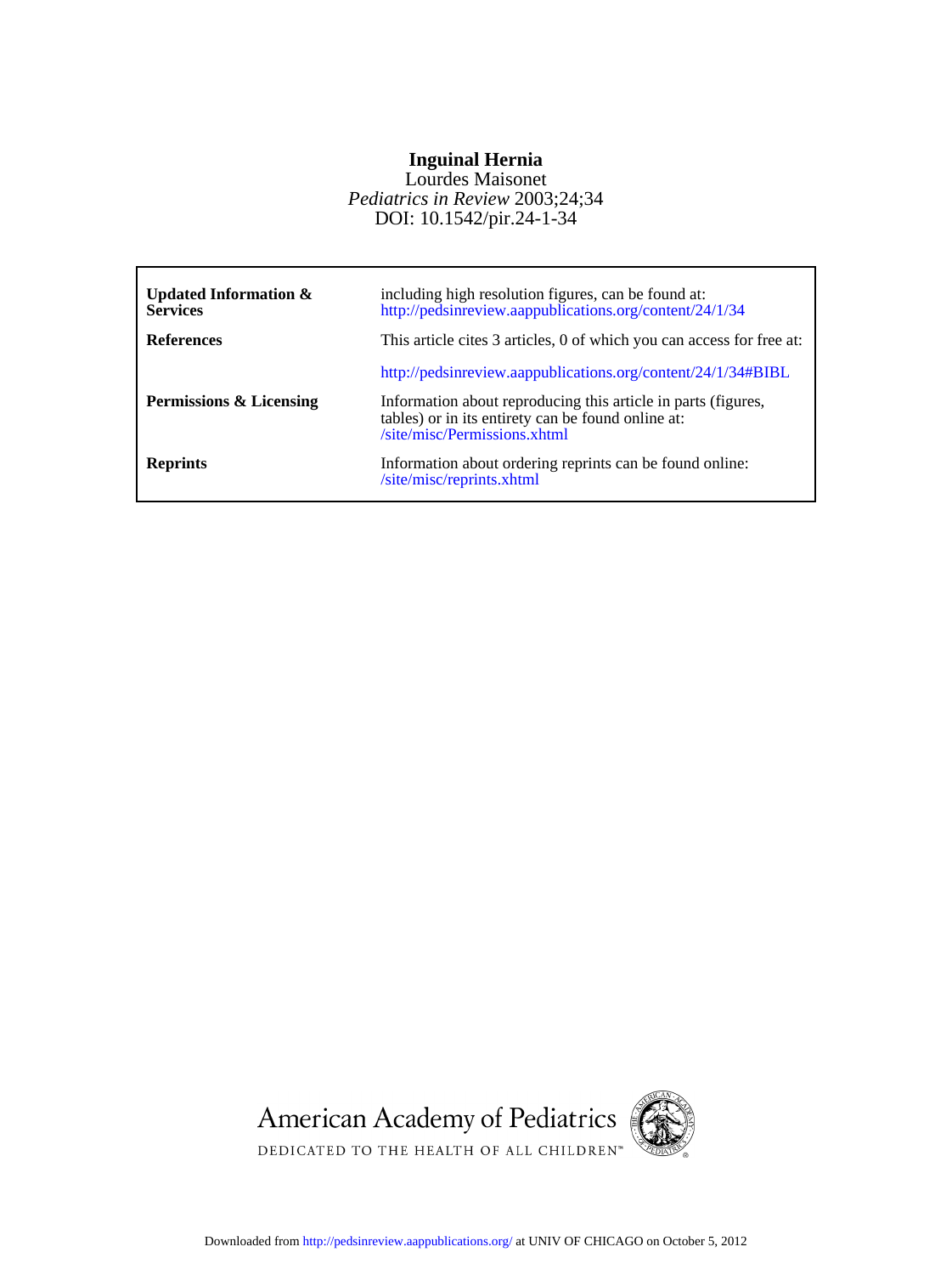**Inguinal Hernia**

Lourdes Maisonet

*Pediatrics in Review* 2003;24;34

DOI: 10.1542/pir.24-1-34

| | |
|---|---|
| **Updated Information & Services** | including high resolution figures, can be found at: http://pedsinreview.aappublications.org/content/24/1/34 |
| **References** | This article cites 3 articles, 0 of which you can access for free at: http://pedsinreview.aappublications.org/content/24/1/34#BIBL |
| **Permissions & Licensing** | Information about reproducing this article in parts (figures, tables) or in its entirety can be found online at: /site/misc/Permissions.xhtml |
| **Reprints** | Information about ordering reprints can be found online: /site/misc/reprints.xhtml |

American Academy of Pediatrics

DEDICATED TO THE HEALTH OF ALL CHILDREN™

Downloaded from http://pedsinreview.aappublications.org/ at UNIV OF CHICAGO on October 5, 2012